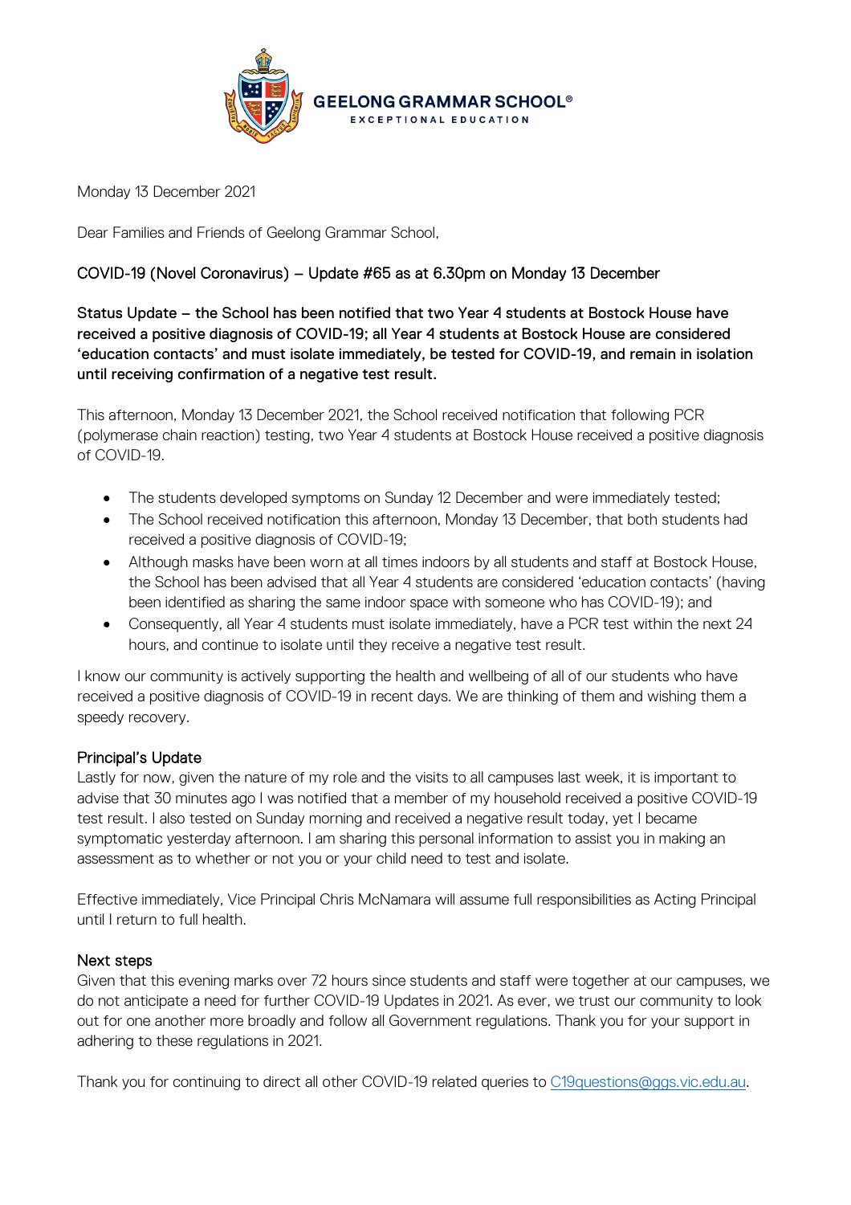GEELONG GRAMMAR SCHOOL®
EXCEPTIONAL EDUCATION

Monday 13 December 2021

Dear Families and Friends of Geelong Grammar School,

## COVID-19 (Novel Coronavirus) – Update #65 as at 6.30pm on Monday 13 December

**Status Update – the School has been notified that two Year 4 students at Bostock House have received a positive diagnosis of COVID-19; all Year 4 students at Bostock House are considered 'education contacts' and must isolate immediately, be tested for COVID-19, and remain in isolation until receiving confirmation of a negative test result.**

This afternoon, Monday 13 December 2021, the School received notification that following PCR (polymerase chain reaction) testing, two Year 4 students at Bostock House received a positive diagnosis of COVID-19.

- The students developed symptoms on Sunday 12 December and were immediately tested;
- The School received notification this afternoon, Monday 13 December, that both students had received a positive diagnosis of COVID-19;
- Although masks have been worn at all times indoors by all students and staff at Bostock House, the School has been advised that all Year 4 students are considered 'education contacts' (having been identified as sharing the same indoor space with someone who has COVID-19); and
- Consequently, all Year 4 students must isolate immediately, have a PCR test within the next 24 hours, and continue to isolate until they receive a negative test result.

I know our community is actively supporting the health and wellbeing of all of our students who have received a positive diagnosis of COVID-19 in recent days. We are thinking of them and wishing them a speedy recovery.

### Principal's Update

Lastly for now, given the nature of my role and the visits to all campuses last week, it is important to advise that 30 minutes ago I was notified that a member of my household received a positive COVID-19 test result. I also tested on Sunday morning and received a negative result today, yet I became symptomatic yesterday afternoon. I am sharing this personal information to assist you in making an assessment as to whether or not you or your child need to test and isolate.

Effective immediately, Vice Principal Chris McNamara will assume full responsibilities as Acting Principal until I return to full health.

### Next steps

Given that this evening marks over 72 hours since students and staff were together at our campuses, we do not anticipate a need for further COVID-19 Updates in 2021. As ever, we trust our community to look out for one another more broadly and follow all Government regulations. Thank you for your support in adhering to these regulations in 2021.

Thank you for continuing to direct all other COVID-19 related queries to C19questions@ggs.vic.edu.au.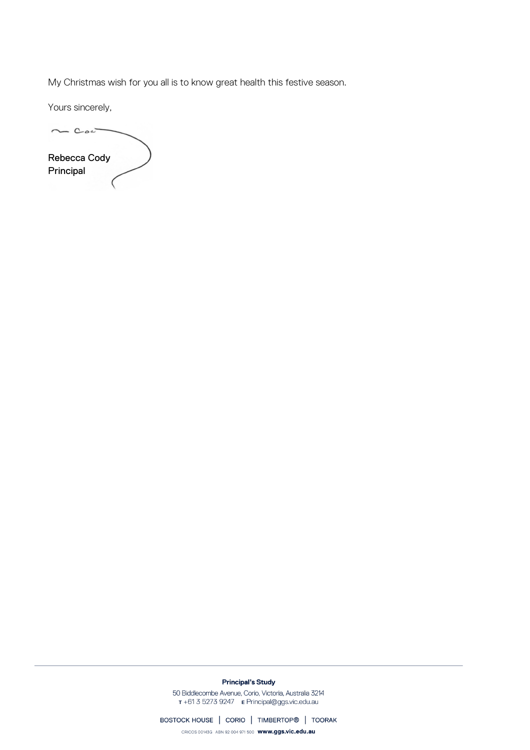My Christmas wish for you all is to know great health this festive season.

Yours sincerely,

**Rebecca Cody**
**Principal**

**Principal's Study**

50 Biddlecombe Avenue, Corio, Victoria, Australia 3214
**T** +61 3 5273 9247 **E** Principal@ggs.vic.edu.au

BOSTOCK HOUSE | CORIO | TIMBERTOP® | TOORAK

CRICOS 00143G ABN 92 004 971 500 **www.ggs.vic.edu.au**